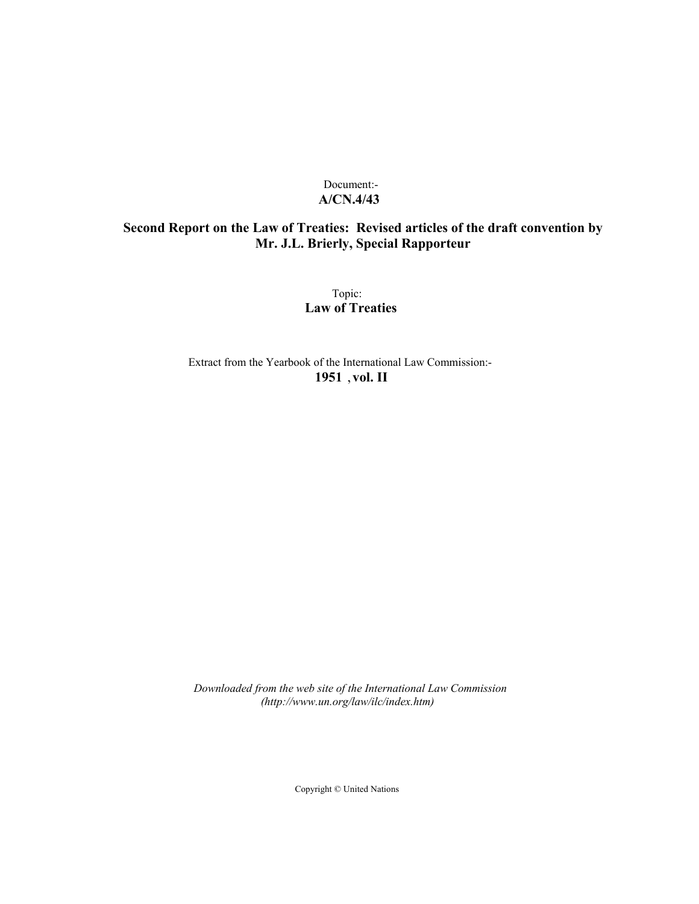Document:-
**A/CN.4/43**

**Second Report on the Law of Treaties: Revised articles of the draft convention by Mr. J.L. Brierly, Special Rapporteur**

Topic:
**Law of Treaties**

Extract from the Yearbook of the International Law Commission:-
**1951 , vol. II**

*Downloaded from the web site of the International Law Commission (http://www.un.org/law/ilc/index.htm)*

Copyright © United Nations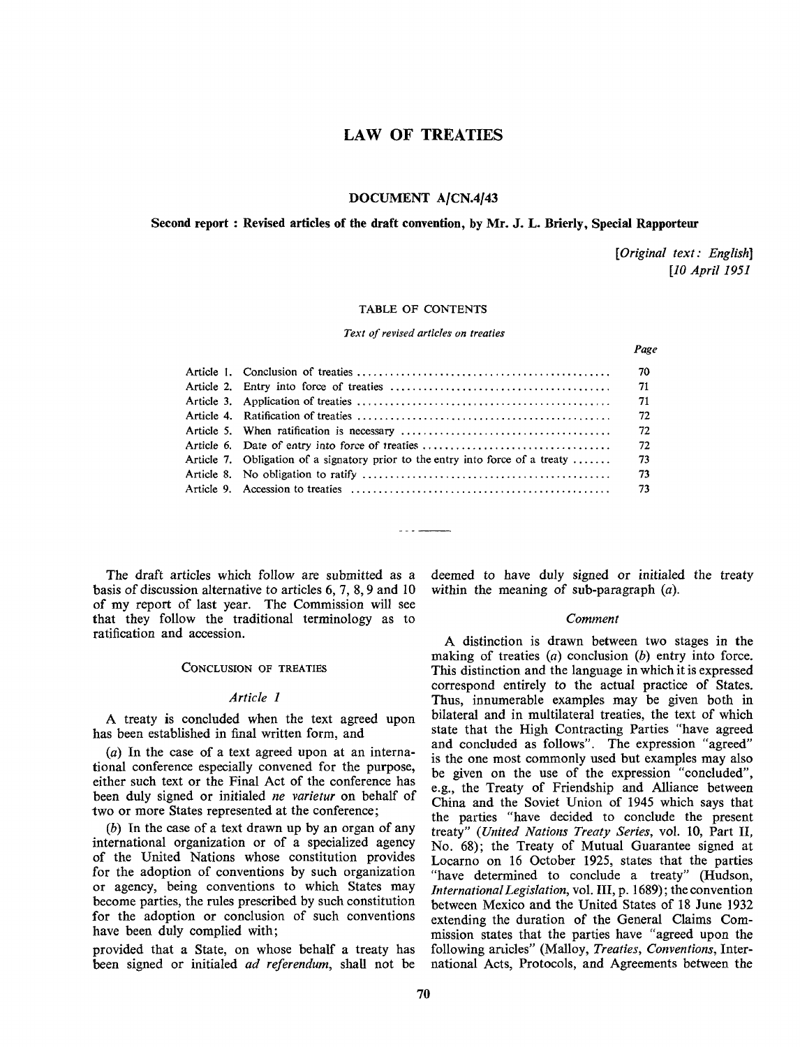# LAW OF TREATIES

## DOCUMENT A/CN.4/43

### Second report : Revised articles of the draft convention, by Mr. J. L. Brierly, Special Rapporteur

*[Original text: English]*
*[10 April 1951]*

TABLE OF CONTENTS

*Text of revised articles on treaties*

| | | *Page* |
|---|---|---|
| Article 1. | Conclusion of treaties | 70 |
| Article 2. | Entry into force of treaties | 71 |
| Article 3. | Application of treaties | 71 |
| Article 4. | Ratification of treaties | 72 |
| Article 5. | When ratification is necessary | 72 |
| Article 6. | Date of entry into force of treaties | 72 |
| Article 7. | Obligation of a signatory prior to the entry into force of a treaty | 73 |
| Article 8. | No obligation to ratify | 73 |
| Article 9. | Accession to treaties | 73 |

The draft articles which follow are submitted as a basis of discussion alternative to articles 6, 7, 8, 9 and 10 of my report of last year. The Commission will see that they follow the traditional terminology as to ratification and accession.

CONCLUSION OF TREATIES

*Article 1*

A treaty is concluded when the text agreed upon has been established in final written form, and

(*a*) In the case of a text agreed upon at an international conference especially convened for the purpose, either such text or the Final Act of the conference has been duly signed or initialed *ne varietur* on behalf of two or more States represented at the conference;

(*b*) In the case of a text drawn up by an organ of any international organization or of a specialized agency of the United Nations whose constitution provides for the adoption of conventions by such organization or agency, being conventions to which States may become parties, the rules prescribed by such constitution for the adoption or conclusion of such conventions have been duly complied with;

provided that a State, on whose behalf a treaty has been signed or initialed *ad referendum*, shall not be deemed to have duly signed or initialed the treaty within the meaning of sub-paragraph (*a*).

*Comment*

A distinction is drawn between two stages in the making of treaties (*a*) conclusion (*b*) entry into force. This distinction and the language in which it is expressed correspond entirely to the actual practice of States. Thus, innumerable examples may be given both in bilateral and in multilateral treaties, the text of which state that the High Contracting Parties "have agreed and concluded as follows". The expression "agreed" is the one most commonly used but examples may also be given on the use of the expression "concluded", e.g., the Treaty of Friendship and Alliance between China and the Soviet Union of 1945 which says that the parties "have decided to conclude the present treaty" (*United Nations Treaty Series*, vol. 10, Part II, No. 68); the Treaty of Mutual Guarantee signed at Locarno on 16 October 1925, states that the parties "have determined to conclude a treaty" (Hudson, *International Legislation*, vol. III, p. 1689); the convention between Mexico and the United States of 18 June 1932 extending the duration of the General Claims Commission states that the parties have "agreed upon the following articles" (Malloy, *Treaties, Conventions*, International Acts, Protocols, and Agreements between the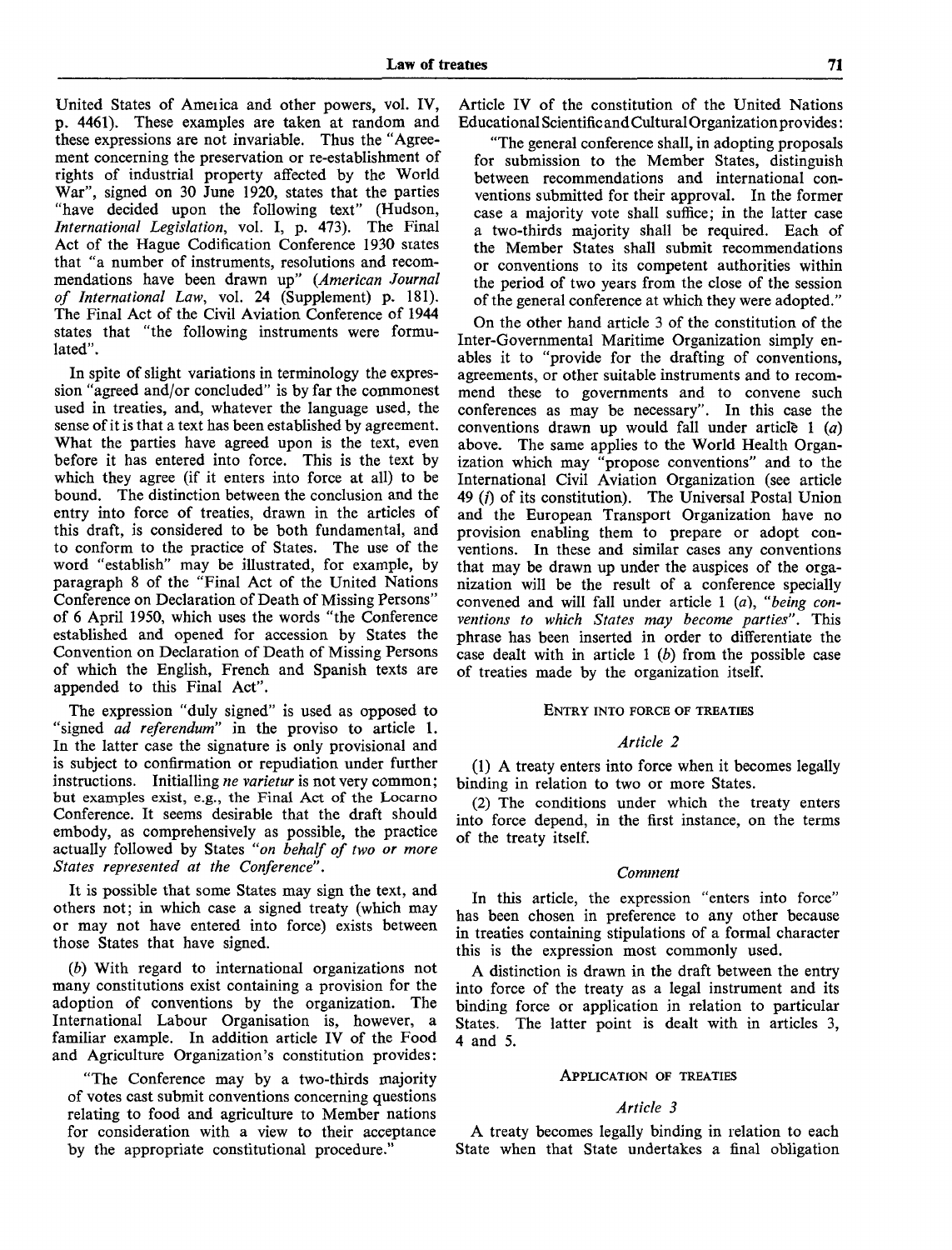United States of America and other powers, vol. IV, p. 4461). These examples are taken at random and these expressions are not invariable. Thus the "Agreement concerning the preservation or re-establishment of rights of industrial property affected by the World War", signed on 30 June 1920, states that the parties "have decided upon the following text" (Hudson, *International Legislation*, vol. I, p. 473). The Final Act of the Hague Codification Conference 1930 states that "a number of instruments, resolutions and recommendations have been drawn up" (*American Journal of International Law*, vol. 24 (Supplement) p. 181). The Final Act of the Civil Aviation Conference of 1944 states that "the following instruments were formulated".

In spite of slight variations in terminology the expression "agreed and/or concluded" is by far the commonest used in treaties, and, whatever the language used, the sense of it is that a text has been established by agreement. What the parties have agreed upon is the text, even before it has entered into force. This is the text by which they agree (if it enters into force at all) to be bound. The distinction between the conclusion and the entry into force of treaties, drawn in the articles of this draft, is considered to be both fundamental, and to conform to the practice of States. The use of the word "establish" may be illustrated, for example, by paragraph 8 of the "Final Act of the United Nations Conference on Declaration of Death of Missing Persons" of 6 April 1950, which uses the words "the Conference established and opened for accession by States the Convention on Declaration of Death of Missing Persons of which the English, French and Spanish texts are appended to this Final Act".

The expression "duly signed" is used as opposed to "signed *ad referendum*" in the proviso to article 1. In the latter case the signature is only provisional and is subject to confirmation or repudiation under further instructions. Initialling *ne varietur* is not very common; but examples exist, e.g., the Final Act of the Locarno Conference. It seems desirable that the draft should embody, as comprehensively as possible, the practice actually followed by States *"on behalf of two or more States represented at the Conference"*.

It is possible that some States may sign the text, and others not; in which case a signed treaty (which may or may not have entered into force) exists between those States that have signed.

(*b*) With regard to international organizations not many constitutions exist containing a provision for the adoption of conventions by the organization. The International Labour Organisation is, however, a familiar example. In addition article IV of the Food and Agriculture Organization's constitution provides:

"The Conference may by a two-thirds majority of votes cast submit conventions concerning questions relating to food and agriculture to Member nations for consideration with a view to their acceptance by the appropriate constitutional procedure."

Article IV of the constitution of the United Nations Educational Scientific and Cultural Organization provides:

"The general conference shall, in adopting proposals for submission to the Member States, distinguish between recommendations and international conventions submitted for their approval. In the former case a majority vote shall suffice; in the latter case a two-thirds majority shall be required. Each of the Member States shall submit recommendations or conventions to its competent authorities within the period of two years from the close of the session of the general conference at which they were adopted."

On the other hand article 3 of the constitution of the Inter-Governmental Maritime Organization simply enables it to "provide for the drafting of conventions, agreements, or other suitable instruments and to recommend these to governments and to convene such conferences as may be necessary". In this case the conventions drawn up would fall under article 1 (*a*) above. The same applies to the World Health Organization which may "propose conventions" and to the International Civil Aviation Organization (see article 49 (*i*) of its constitution). The Universal Postal Union and the European Transport Organization have no provision enabling them to prepare or adopt conventions. In these and similar cases any conventions that may be drawn up under the auspices of the organization will be the result of a conference specially convened and will fall under article 1 (*a*), *"being conventions to which States may become parties"*. This phrase has been inserted in order to differentiate the case dealt with in article 1 (*b*) from the possible case of treaties made by the organization itself.

## ENTRY INTO FORCE OF TREATIES

### *Article 2*

(1) A treaty enters into force when it becomes legally binding in relation to two or more States.

(2) The conditions under which the treaty enters into force depend, in the first instance, on the terms of the treaty itself.

#### *Comment*

In this article, the expression "enters into force" has been chosen in preference to any other because in treaties containing stipulations of a formal character this is the expression most commonly used.

A distinction is drawn in the draft between the entry into force of the treaty as a legal instrument and its binding force or application in relation to particular States. The latter point is dealt with in articles 3, 4 and 5.

## APPLICATION OF TREATIES

### *Article 3*

A treaty becomes legally binding in relation to each State when that State undertakes a final obligation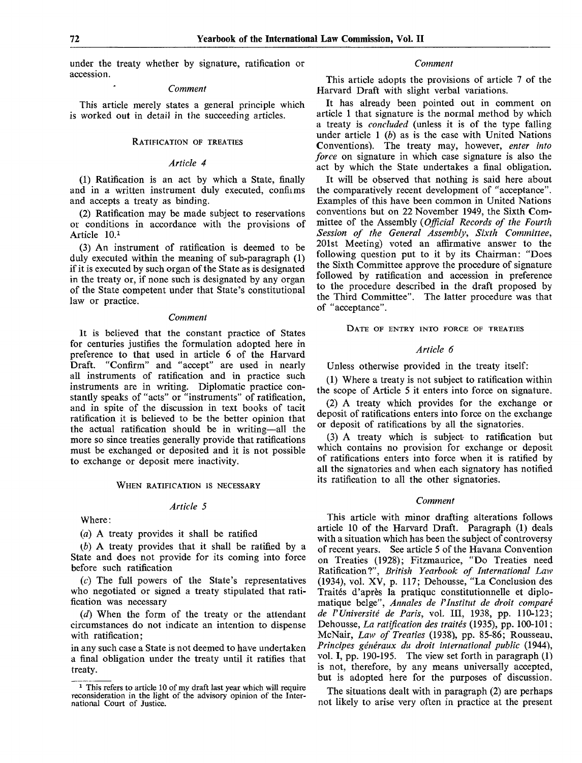under the treaty whether by signature, ratification or accession.

*Comment*

This article merely states a general principle which is worked out in detail in the succeeding articles.

### Ratification of treaties

*Article 4*

(1) Ratification is an act by which a State, finally and in a written instrument duly executed, confirms and accepts a treaty as binding.

(2) Ratification may be made subject to reservations or conditions in accordance with the provisions of Article 10.[1]

(3) An instrument of ratification is deemed to be duly executed within the meaning of sub-paragraph (1) if it is executed by such organ of the State as is designated in the treaty or, if none such is designated by any organ of the State competent under that State's constitutional law or practice.

*Comment*

It is believed that the constant practice of States for centuries justifies the formulation adopted here in preference to that used in article 6 of the Harvard Draft. "Confirm" and "accept" are used in nearly all instruments of ratification and in practice such instruments are in writing. Diplomatic practice constantly speaks of "acts" or "instruments" of ratification, and in spite of the discussion in text books of tacit ratification it is believed to be the better opinion that the actual ratification should be in writing—all the more so since treaties generally provide that ratifications must be exchanged or deposited and it is not possible to exchange or deposit mere inactivity.

### When ratification is necessary

*Article 5*

Where:

(*a*) A treaty provides it shall be ratified

(*b*) A treaty provides that it shall be ratified by a State and does not provide for its coming into force before such ratification

(*c*) The full powers of the State's representatives who negotiated or signed a treaty stipulated that ratification was necessary

(*d*) When the form of the treaty or the attendant circumstances do not indicate an intention to dispense with ratification;

in any such case a State is not deemed to have undertaken a final obligation under the treaty until it ratifies that treaty.

*Comment*

This article adopts the provisions of article 7 of the Harvard Draft with slight verbal variations.

It has already been pointed out in comment on article 1 that signature is the normal method by which a treaty is *concluded* (unless it is of the type falling under article 1 (*b*) as is the case with United Nations Conventions). The treaty may, however, *enter into force* on signature in which case signature is also the act by which the State undertakes a final obligation.

It will be observed that nothing is said here about the comparatively recent development of "acceptance". Examples of this have been common in United Nations conventions but on 22 November 1949, the Sixth Committee of the Assembly (*Official Records of the Fourth Session of the General Assembly, Sixth Committee*, 201st Meeting) voted an affirmative answer to the following question put to it by its Chairman: "Does the Sixth Committee approve the procedure of signature followed by ratification and accession in preference to the procedure described in the draft proposed by the Third Committee". The latter procedure was that of "acceptance".

### Date of entry into force of treaties

*Article 6*

Unless otherwise provided in the treaty itself:

(1) Where a treaty is not subject to ratification within the scope of Article 5 it enters into force on signature.

(2) A treaty which provides for the exchange or deposit of ratifications enters into force on the exchange or deposit of ratifications by all the signatories.

(3) A treaty which is subject to ratification but which contains no provision for exchange or deposit of ratifications enters into force when it is ratified by all the signatories and when each signatory has notified its ratification to all the other signatories.

*Comment*

This article with minor drafting alterations follows article 10 of the Harvard Draft. Paragraph (1) deals with a situation which has been the subject of controversy of recent years. See article 5 of the Havana Convention on Treaties (1928); Fitzmaurice, "Do Treaties need Ratification?", *British Yearbook of International Law* (1934), vol. XV, p. 117; Dehousse, "La Conclusion des Traités d'après la pratique constitutionnelle et diplomatique belge", *Annales de l'Institut de droit comparé de l'Université de Paris*, vol. III, 1938, pp. 110-123; Dehousse, *La ratification des traités* (1935), pp. 100-101; McNair, *Law of Treaties* (1938), pp. 85-86; Rousseau, *Principes généraux du droit international public* (1944), vol. I, pp. 190-195. The view set forth in paragraph (1) is not, therefore, by any means universally accepted, but is adopted here for the purposes of discussion.

The situations dealt with in paragraph (2) are perhaps not likely to arise very often in practice at the present

[1] This refers to article 10 of my draft last year which will require reconsideration in the light of the advisory opinion of the International Court of Justice.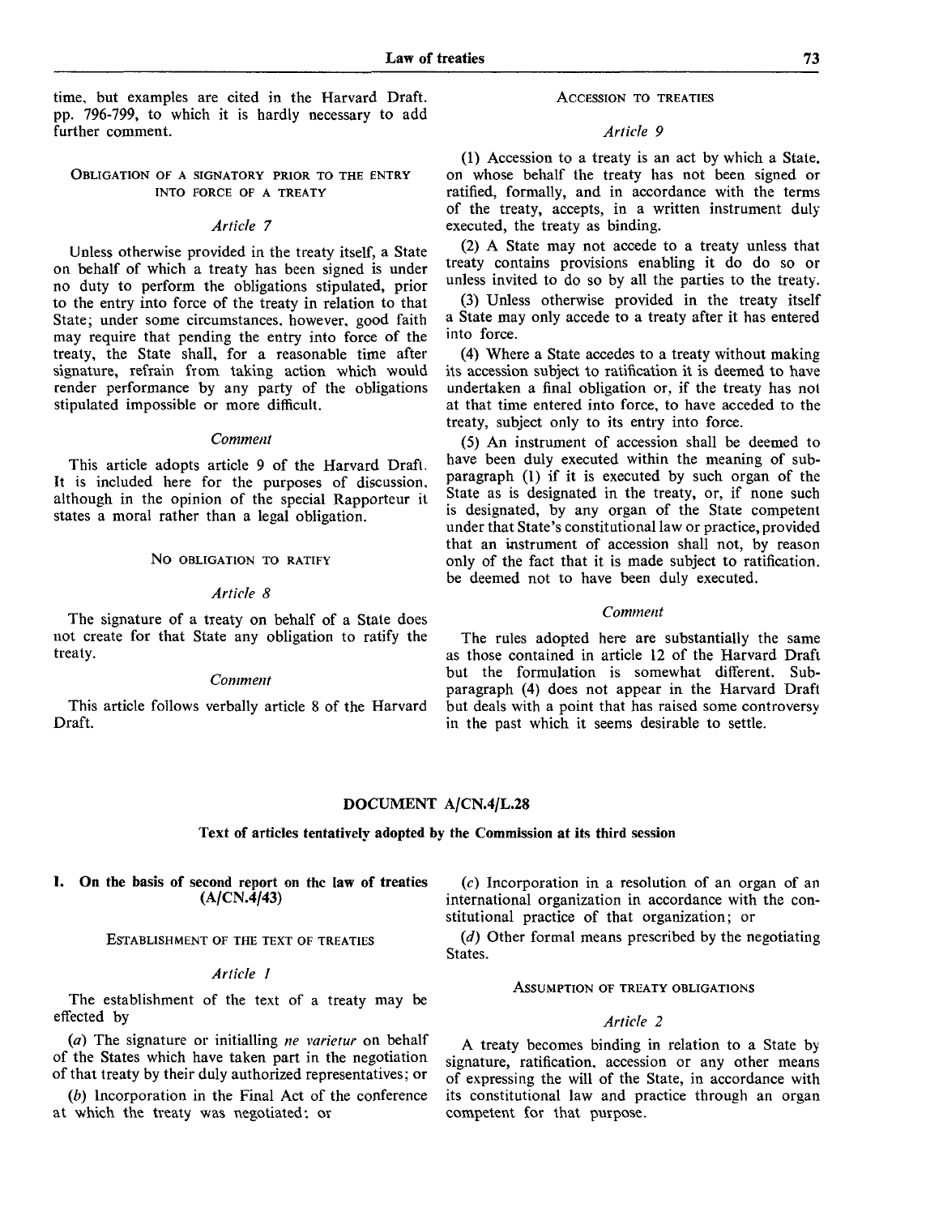time, but examples are cited in the Harvard Draft. pp. 796-799, to which it is hardly necessary to add further comment.

### OBLIGATION OF A SIGNATORY PRIOR TO THE ENTRY INTO FORCE OF A TREATY

*Article 7*

Unless otherwise provided in the treaty itself, a State on behalf of which a treaty has been signed is under no duty to perform the obligations stipulated, prior to the entry into force of the treaty in relation to that State; under some circumstances, however, good faith may require that pending the entry into force of the treaty, the State shall, for a reasonable time after signature, refrain from taking action which would render performance by any party of the obligations stipulated impossible or more difficult.

*Comment*

This article adopts article 9 of the Harvard Draft. It is included here for the purposes of discussion, although in the opinion of the special Rapporteur it states a moral rather than a legal obligation.

### NO OBLIGATION TO RATIFY

*Article 8*

The signature of a treaty on behalf of a State does not create for that State any obligation to ratify the treaty.

*Comment*

This article follows verbally article 8 of the Harvard Draft.

### ACCESSION TO TREATIES

*Article 9*

(1) Accession to a treaty is an act by which a State, on whose behalf the treaty has not been signed or ratified, formally, and in accordance with the terms of the treaty, accepts, in a written instrument duly executed, the treaty as binding.

(2) A State may not accede to a treaty unless that treaty contains provisions enabling it do do so or unless invited to do so by all the parties to the treaty.

(3) Unless otherwise provided in the treaty itself a State may only accede to a treaty after it has entered into force.

(4) Where a State accedes to a treaty without making its accession subject to ratification it is deemed to have undertaken a final obligation or, if the treaty has not at that time entered into force, to have acceded to the treaty, subject only to its entry into force.

(5) An instrument of accession shall be deemed to have been duly executed within the meaning of sub-paragraph (1) if it is executed by such organ of the State as is designated in the treaty, or, if none such is designated, by any organ of the State competent under that State's constitutional law or practice, provided that an instrument of accession shall not, by reason only of the fact that it is made subject to ratification, be deemed not to have been duly executed.

*Comment*

The rules adopted here are substantially the same as those contained in article 12 of the Harvard Draft but the formulation is somewhat different. Sub-paragraph (4) does not appear in the Harvard Draft but deals with a point that has raised some controversy in the past which it seems desirable to settle.

## DOCUMENT A/CN.4/L.28

**Text of articles tentatively adopted by the Commission at its third session**

### I. On the basis of second report on the law of treaties (A/CN.4/43)

#### ESTABLISHMENT OF THE TEXT OF TREATIES

*Article 1*

The establishment of the text of a treaty may be effected by

(*a*) The signature or initialling *ne varietur* on behalf of the States which have taken part in the negotiation of that treaty by their duly authorized representatives; or

(*b*) Incorporation in the Final Act of the conference at which the treaty was negotiated; or

(*c*) Incorporation in a resolution of an organ of an international organization in accordance with the constitutional practice of that organization; or

(*d*) Other formal means prescribed by the negotiating States.

#### ASSUMPTION OF TREATY OBLIGATIONS

*Article 2*

A treaty becomes binding in relation to a State by signature, ratification, accession or any other means of expressing the will of the State, in accordance with its constitutional law and practice through an organ competent for that purpose.